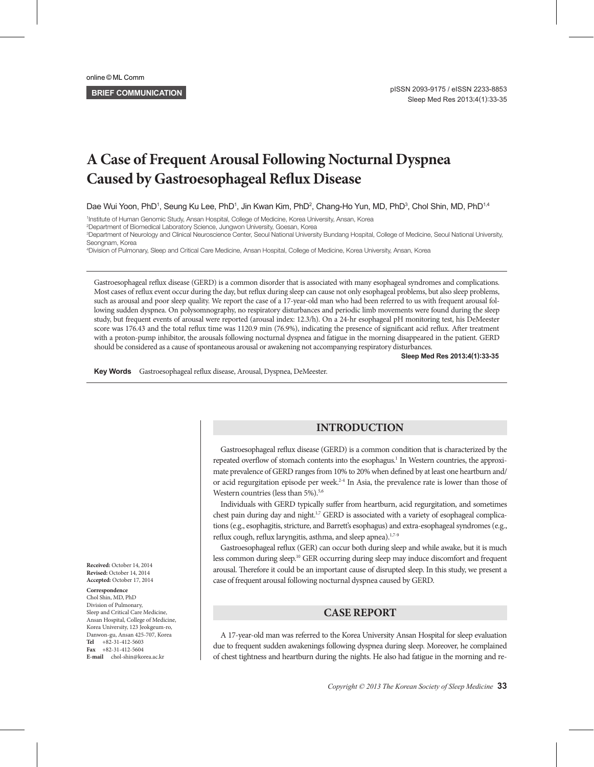BRIEF COMMUNICATION

# A Case of Frequent Arousal Following Nocturnal Dyspnea Caused by Gastroesophageal Reflux Disease

Dae Wui Yoon, PhD[1], Seung Ku Lee, PhD[1], Jin Kwan Kim, PhD[2], Chang-Ho Yun, MD, PhD[3], Chol Shin, MD, PhD[1,4]

[1]Institute of Human Genomic Study, Ansan Hospital, College of Medicine, Korea University, Ansan, Korea
[2]Department of Biomedical Laboratory Science, Jungwon University, Goesan, Korea
[3]Department of Neurology and Clinical Neuroscience Center, Seoul National University Bundang Hospital, College of Medicine, Seoul National University, Seongnam, Korea
[4]Division of Pulmonary, Sleep and Critical Care Medicine, Ansan Hospital, College of Medicine, Korea University, Ansan, Korea

Gastroesophageal reflux disease (GERD) is a common disorder that is associated with many esophageal syndromes and complications. Most cases of reflux event occur during the day, but reflux during sleep can cause not only esophageal problems, but also sleep problems, such as arousal and poor sleep quality. We report the case of a 17-year-old man who had been referred to us with frequent arousal following sudden dyspnea. On polysomnography, no respiratory disturbances and periodic limb movements were found during the sleep study, but frequent events of arousal were reported (arousal index: 12.3/h). On a 24-hr esophageal pH monitoring test, his DeMeester score was 176.43 and the total reflux time was 1120.9 min (76.9%), indicating the presence of significant acid reflux. After treatment with a proton-pump inhibitor, the arousals following nocturnal dyspnea and fatigue in the morning disappeared in the patient. GERD should be considered as a cause of spontaneous arousal or awakening not accompanying respiratory disturbances.

**Sleep Med Res 2013;4(1):33-35**

**Key Words** Gastroesophageal reflux disease, Arousal, Dyspnea, DeMeester.

**Received:** October 14, 2014
**Revised:** October 14, 2014
**Accepted:** October 17, 2014

**Correspondence**
Chol Shin, MD, PhD
Division of Pulmonary, Sleep and Critical Care Medicine, Ansan Hospital, College of Medicine, Korea University, 123 Jeokgeum-ro, Danwon-gu, Ansan 425-707, Korea
**Tel** +82-31-412-5603
**Fax** +82-31-412-5604
**E-mail** chol-shin@korea.ac.kr

## INTRODUCTION

Gastroesophageal reflux disease (GERD) is a common condition that is characterized by the repeated overflow of stomach contents into the esophagus.[1] In Western countries, the approximate prevalence of GERD ranges from 10% to 20% when defined by at least one heartburn and/or acid regurgitation episode per week.[2-4] In Asia, the prevalence rate is lower than those of Western countries (less than 5%).[5,6]

Individuals with GERD typically suffer from heartburn, acid regurgitation, and sometimes chest pain during day and night.[1,7] GERD is associated with a variety of esophageal complications (e.g., esophagitis, stricture, and Barrett's esophagus) and extra-esophageal syndromes (e.g., reflux cough, reflux laryngitis, asthma, and sleep apnea).[1,7-9]

Gastroesophageal reflux (GER) can occur both during sleep and while awake, but it is much less common during sleep.[10] GER occurring during sleep may induce discomfort and frequent arousal. Therefore it could be an important cause of disrupted sleep. In this study, we present a case of frequent arousal following nocturnal dyspnea caused by GERD.

## CASE REPORT

A 17-year-old man was referred to the Korea University Ansan Hospital for sleep evaluation due to frequent sudden awakenings following dyspnea during sleep. Moreover, he complained of chest tightness and heartburn during the nights. He also had fatigue in the morning and re-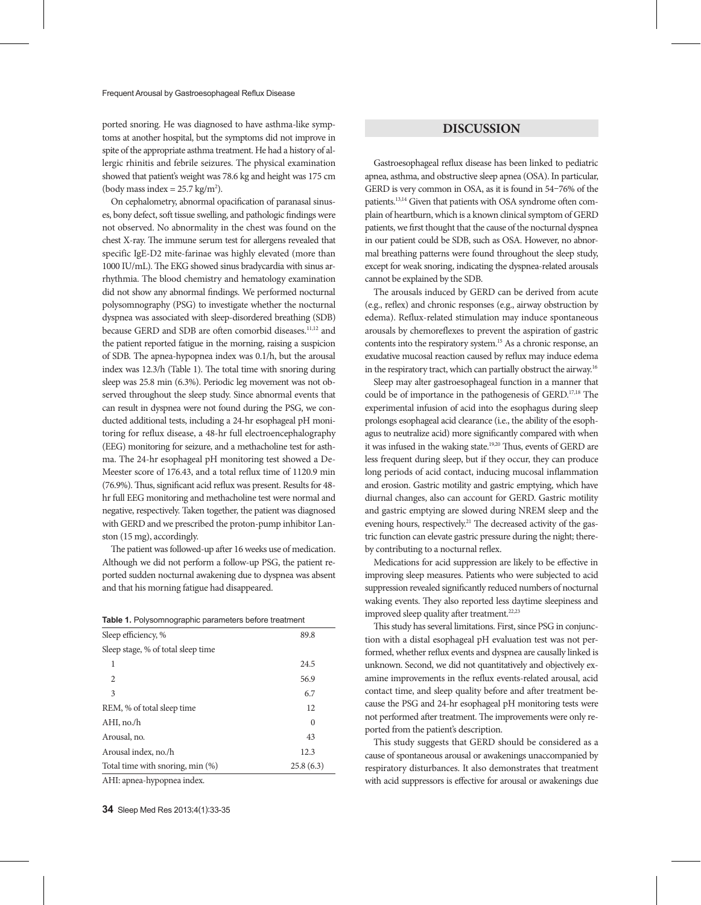ported snoring. He was diagnosed to have asthma-like symptoms at another hospital, but the symptoms did not improve in spite of the appropriate asthma treatment. He had a history of allergic rhinitis and febrile seizures. The physical examination showed that patient's weight was 78.6 kg and height was 175 cm (body mass index = 25.7 kg/m$^2$).

On cephalometry, abnormal opacification of paranasal sinuses, bony defect, soft tissue swelling, and pathologic findings were not observed. No abnormality in the chest was found on the chest X-ray. The immune serum test for allergens revealed that specific IgE-D2 mite-farinae was highly elevated (more than 1000 IU/mL). The EKG showed sinus bradycardia with sinus arrhythmia. The blood chemistry and hematology examination did not show any abnormal findings. We performed nocturnal polysomnography (PSG) to investigate whether the nocturnal dyspnea was associated with sleep-disordered breathing (SDB) because GERD and SDB are often comorbid diseases.[11,12] and the patient reported fatigue in the morning, raising a suspicion of SDB. The apnea-hypopnea index was 0.1/h, but the arousal index was 12.3/h (Table 1). The total time with snoring during sleep was 25.8 min (6.3%). Periodic leg movement was not observed throughout the sleep study. Since abnormal events that can result in dyspnea were not found during the PSG, we conducted additional tests, including a 24-hr esophageal pH monitoring for reflux disease, a 48-hr full electroencephalography (EEG) monitoring for seizure, and a methacholine test for asthma. The 24-hr esophageal pH monitoring test showed a DeMeester score of 176.43, and a total reflux time of 1120.9 min (76.9%). Thus, significant acid reflux was present. Results for 48-hr full EEG monitoring and methacholine test were normal and negative, respectively. Taken together, the patient was diagnosed with GERD and we prescribed the proton-pump inhibitor Lanston (15 mg), accordingly.

The patient was followed-up after 16 weeks use of medication. Although we did not perform a follow-up PSG, the patient reported sudden nocturnal awakening due to dyspnea was absent and that his morning fatigue had disappeared.

**Table 1.** Polysomnographic parameters before treatment

| | |
|---|---|
| Sleep efficiency, % | 89.8 |
| Sleep stage, % of total sleep time | |
| 1 | 24.5 |
| 2 | 56.9 |
| 3 | 6.7 |
| REM, % of total sleep time | 12 |
| AHI, no./h | 0 |
| Arousal, no. | 43 |
| Arousal index, no./h | 12.3 |
| Total time with snoring, min (%) | 25.8 (6.3) |

AHI: apnea-hypopnea index.

## DISCUSSION

Gastroesophageal reflux disease has been linked to pediatric apnea, asthma, and obstructive sleep apnea (OSA). In particular, GERD is very common in OSA, as it is found in 54–76% of the patients.[13,14] Given that patients with OSA syndrome often complain of heartburn, which is a known clinical symptom of GERD patients, we first thought that the cause of the nocturnal dyspnea in our patient could be SDB, such as OSA. However, no abnormal breathing patterns were found throughout the sleep study, except for weak snoring, indicating the dyspnea-related arousals cannot be explained by the SDB.

The arousals induced by GERD can be derived from acute (e.g., reflex) and chronic responses (e.g., airway obstruction by edema). Reflux-related stimulation may induce spontaneous arousals by chemoreflexes to prevent the aspiration of gastric contents into the respiratory system.[15] As a chronic response, an exudative mucosal reaction caused by reflux may induce edema in the respiratory tract, which can partially obstruct the airway.[16]

Sleep may alter gastroesophageal function in a manner that could be of importance in the pathogenesis of GERD.[17,18] The experimental infusion of acid into the esophagus during sleep prolongs esophageal acid clearance (i.e., the ability of the esophagus to neutralize acid) more significantly compared with when it was infused in the waking state.[19,20] Thus, events of GERD are less frequent during sleep, but if they occur, they can produce long periods of acid contact, inducing mucosal inflammation and erosion. Gastric motility and gastric emptying, which have diurnal changes, also can account for GERD. Gastric motility and gastric emptying are slowed during NREM sleep and the evening hours, respectively.[21] The decreased activity of the gastric function can elevate gastric pressure during the night; thereby contributing to a nocturnal reflex.

Medications for acid suppression are likely to be effective in improving sleep measures. Patients who were subjected to acid suppression revealed significantly reduced numbers of nocturnal waking events. They also reported less daytime sleepiness and improved sleep quality after treatment.[22,23]

This study has several limitations. First, since PSG in conjunction with a distal esophageal pH evaluation test was not performed, whether reflux events and dyspnea are causally linked is unknown. Second, we did not quantitatively and objectively examine improvements in the reflux events-related arousal, acid contact time, and sleep quality before and after treatment because the PSG and 24-hr esophageal pH monitoring tests were not performed after treatment. The improvements were only reported from the patient's description.

This study suggests that GERD should be considered as a cause of spontaneous arousal or awakenings unaccompanied by respiratory disturbances. It also demonstrates that treatment with acid suppressors is effective for arousal or awakenings due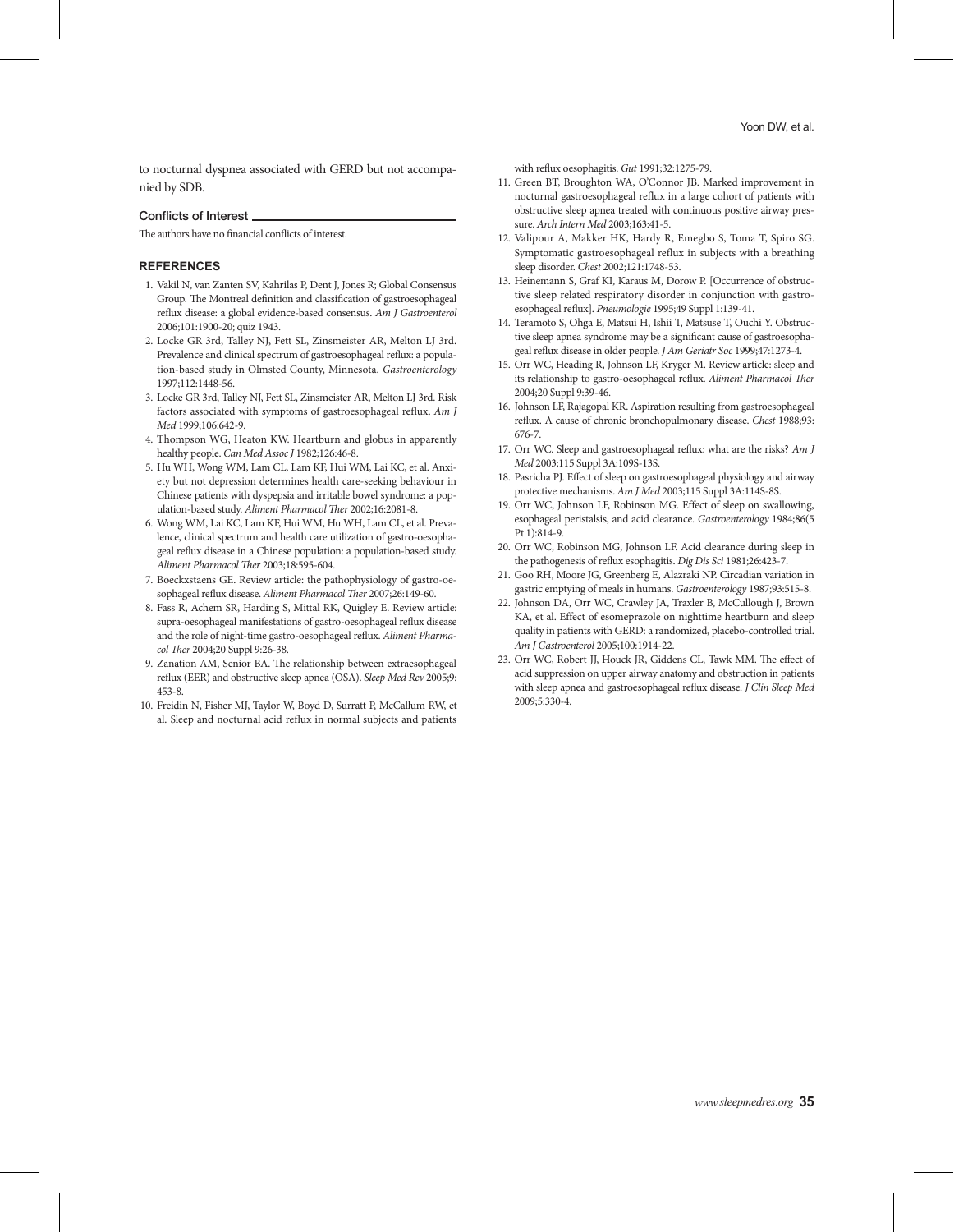to nocturnal dyspnea associated with GERD but not accompanied by SDB.

### Conflicts of Interest

The authors have no financial conflicts of interest.

### REFERENCES

1. Vakil N, van Zanten SV, Kahrilas P, Dent J, Jones R; Global Consensus Group. The Montreal definition and classification of gastroesophageal reflux disease: a global evidence-based consensus. *Am J Gastroenterol* 2006;101:1900-20; quiz 1943.
2. Locke GR 3rd, Talley NJ, Fett SL, Zinsmeister AR, Melton LJ 3rd. Prevalence and clinical spectrum of gastroesophageal reflux: a population-based study in Olmsted County, Minnesota. *Gastroenterology* 1997;112:1448-56.
3. Locke GR 3rd, Talley NJ, Fett SL, Zinsmeister AR, Melton LJ 3rd. Risk factors associated with symptoms of gastroesophageal reflux. *Am J Med* 1999;106:642-9.
4. Thompson WG, Heaton KW. Heartburn and globus in apparently healthy people. *Can Med Assoc J* 1982;126:46-8.
5. Hu WH, Wong WM, Lam CL, Lam KF, Hui WM, Lai KC, et al. Anxiety but not depression determines health care-seeking behaviour in Chinese patients with dyspepsia and irritable bowel syndrome: a population-based study. *Aliment Pharmacol Ther* 2002;16:2081-8.
6. Wong WM, Lai KC, Lam KF, Hui WM, Hu WH, Lam CL, et al. Prevalence, clinical spectrum and health care utilization of gastro-oesophageal reflux disease in a Chinese population: a population-based study. *Aliment Pharmacol Ther* 2003;18:595-604.
7. Boeckxstaens GE. Review article: the pathophysiology of gastro-oesophageal reflux disease. *Aliment Pharmacol Ther* 2007;26:149-60.
8. Fass R, Achem SR, Harding S, Mittal RK, Quigley E. Review article: supra-oesophageal manifestations of gastro-oesophageal reflux disease and the role of night-time gastro-oesophageal reflux. *Aliment Pharmacol Ther* 2004;20 Suppl 9:26-38.
9. Zanation AM, Senior BA. The relationship between extraesophageal reflux (EER) and obstructive sleep apnea (OSA). *Sleep Med Rev* 2005;9:453-8.
10. Freidin N, Fisher MJ, Taylor W, Boyd D, Surratt P, McCallum RW, et al. Sleep and nocturnal acid reflux in normal subjects and patients with reflux oesophagitis. *Gut* 1991;32:1275-79.
11. Green BT, Broughton WA, O'Connor JB. Marked improvement in nocturnal gastroesophageal reflux in a large cohort of patients with obstructive sleep apnea treated with continuous positive airway pressure. *Arch Intern Med* 2003;163:41-5.
12. Valipour A, Makker HK, Hardy R, Emegbo S, Toma T, Spiro SG. Symptomatic gastroesophageal reflux in subjects with a breathing sleep disorder. *Chest* 2002;121:1748-53.
13. Heinemann S, Graf KI, Karaus M, Dorow P. [Occurrence of obstructive sleep related respiratory disorder in conjunction with gastroesophageal reflux]. *Pneumologie* 1995;49 Suppl 1:139-41.
14. Teramoto S, Ohga E, Matsui H, Ishii T, Matsuse T, Ouchi Y. Obstructive sleep apnea syndrome may be a significant cause of gastroesophageal reflux disease in older people. *J Am Geriatr Soc* 1999;47:1273-4.
15. Orr WC, Heading R, Johnson LF, Kryger M. Review article: sleep and its relationship to gastro-oesophageal reflux. *Aliment Pharmacol Ther* 2004;20 Suppl 9:39-46.
16. Johnson LF, Rajagopal KR. Aspiration resulting from gastroesophageal reflux. A cause of chronic bronchopulmonary disease. *Chest* 1988;93:676-7.
17. Orr WC. Sleep and gastroesophageal reflux: what are the risks? *Am J Med* 2003;115 Suppl 3A:109S-13S.
18. Pasricha PJ. Effect of sleep on gastroesophageal physiology and airway protective mechanisms. *Am J Med* 2003;115 Suppl 3A:114S-8S.
19. Orr WC, Johnson LF, Robinson MG. Effect of sleep on swallowing, esophageal peristalsis, and acid clearance. *Gastroenterology* 1984;86(5 Pt 1):814-9.
20. Orr WC, Robinson MG, Johnson LF. Acid clearance during sleep in the pathogenesis of reflux esophagitis. *Dig Dis Sci* 1981;26:423-7.
21. Goo RH, Moore JG, Greenberg E, Alazraki NP. Circadian variation in gastric emptying of meals in humans. *Gastroenterology* 1987;93:515-8.
22. Johnson DA, Orr WC, Crawley JA, Traxler B, McCullough J, Brown KA, et al. Effect of esomeprazole on nighttime heartburn and sleep quality in patients with GERD: a randomized, placebo-controlled trial. *Am J Gastroenterol* 2005;100:1914-22.
23. Orr WC, Robert JJ, Houck JR, Giddens CL, Tawk MM. The effect of acid suppression on upper airway anatomy and obstruction in patients with sleep apnea and gastroesophageal reflux disease. *J Clin Sleep Med* 2009;5:330-4.